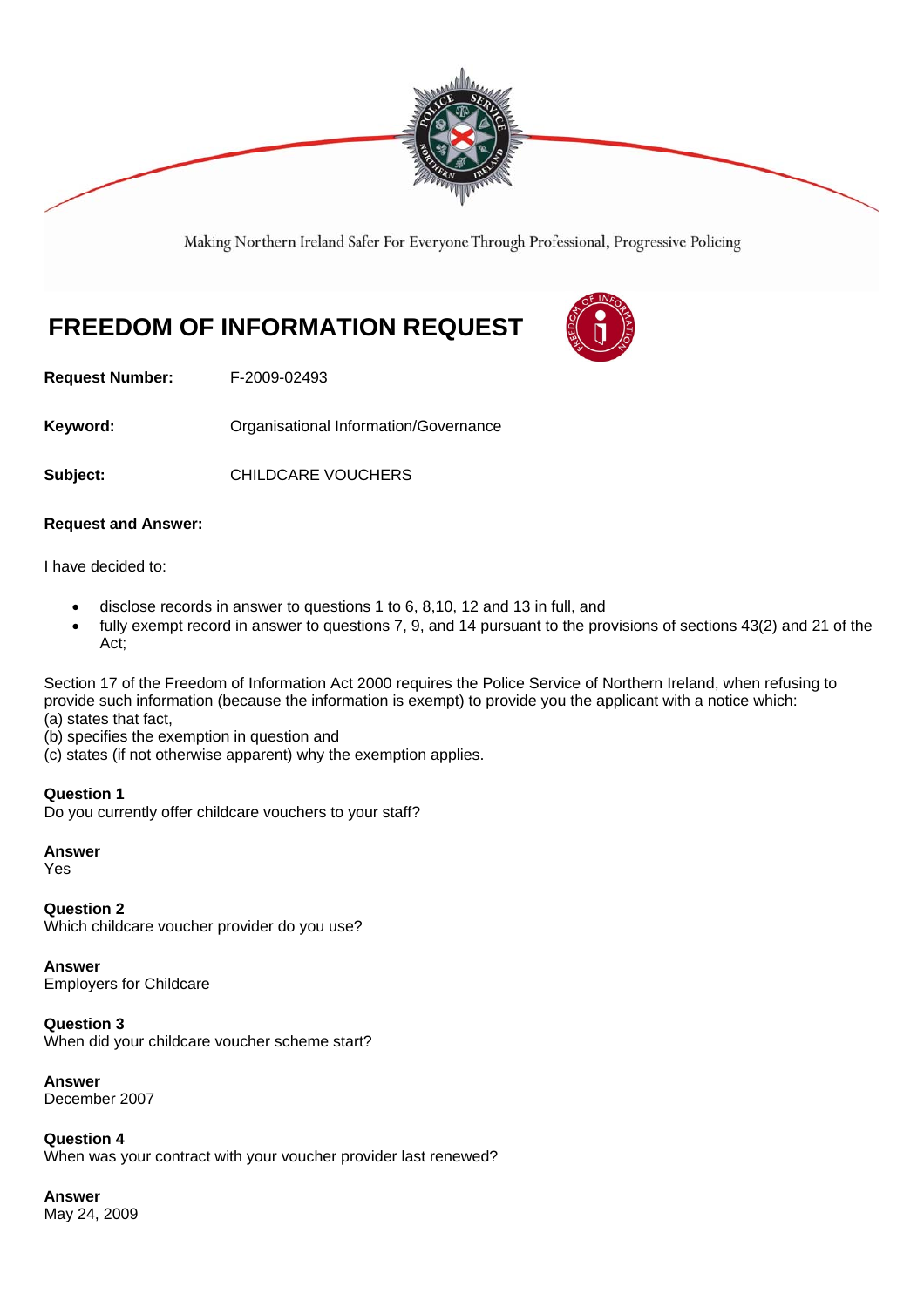Making Northern Ireland Safer For Everyone Through Professional, Progressive Policing

# FREEDOM OF INFORMATION REQUEST

**Request Number:** F-2009-02493

**Keyword:** Organisational Information/Governance

**Subject:** CHILDCARE VOUCHERS

**Request and Answer:**

I have decided to:

- disclose records in answer to questions 1 to 6, 8,10, 12 and 13 in full, and
- fully exempt record in answer to questions 7, 9, and 14 pursuant to the provisions of sections 43(2) and 21 of the Act;

Section 17 of the Freedom of Information Act 2000 requires the Police Service of Northern Ireland, when refusing to provide such information (because the information is exempt) to provide you the applicant with a notice which:
(a) states that fact,
(b) specifies the exemption in question and
(c) states (if not otherwise apparent) why the exemption applies.

**Question 1**
Do you currently offer childcare vouchers to your staff?

**Answer**
Yes

**Question 2**
Which childcare voucher provider do you use?

**Answer**
Employers for Childcare

**Question 3**
When did your childcare voucher scheme start?

**Answer**
December 2007

**Question 4**
When was your contract with your voucher provider last renewed?

**Answer**
May 24, 2009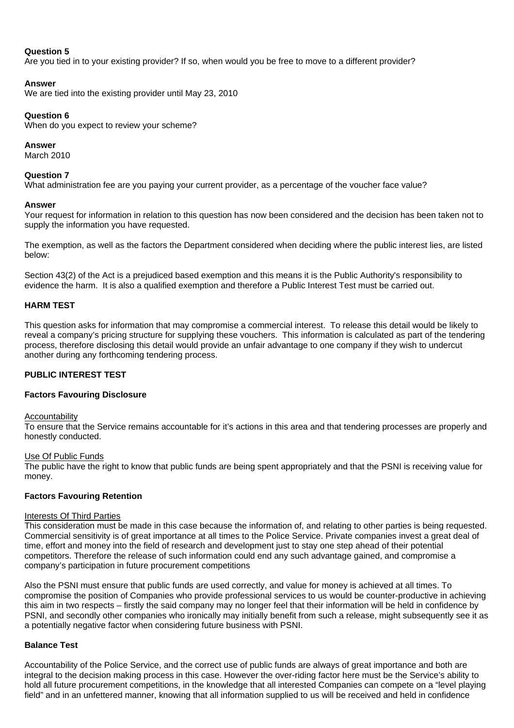**Question 5**
Are you tied in to your existing provider? If so, when would you be free to move to a different provider?

**Answer**
We are tied into the existing provider until May 23, 2010

**Question 6**
When do you expect to review your scheme?

**Answer**
March 2010

**Question 7**
What administration fee are you paying your current provider, as a percentage of the voucher face value?

**Answer**
Your request for information in relation to this question has now been considered and the decision has been taken not to supply the information you have requested.

The exemption, as well as the factors the Department considered when deciding where the public interest lies, are listed below:

Section 43(2) of the Act is a prejudiced based exemption and this means it is the Public Authority's responsibility to evidence the harm. It is also a qualified exemption and therefore a Public Interest Test must be carried out.

**HARM TEST**

This question asks for information that may compromise a commercial interest. To release this detail would be likely to reveal a company's pricing structure for supplying these vouchers. This information is calculated as part of the tendering process, therefore disclosing this detail would provide an unfair advantage to one company if they wish to undercut another during any forthcoming tendering process.

**PUBLIC INTEREST TEST**

**Factors Favouring Disclosure**

<u>Accountability</u>
To ensure that the Service remains accountable for it's actions in this area and that tendering processes are properly and honestly conducted.

<u>Use Of Public Funds</u>
The public have the right to know that public funds are being spent appropriately and that the PSNI is receiving value for money.

**Factors Favouring Retention**

<u>Interests Of Third Parties</u>
This consideration must be made in this case because the information of, and relating to other parties is being requested. Commercial sensitivity is of great importance at all times to the Police Service. Private companies invest a great deal of time, effort and money into the field of research and development just to stay one step ahead of their potential competitors. Therefore the release of such information could end any such advantage gained, and compromise a company's participation in future procurement competitions

Also the PSNI must ensure that public funds are used correctly, and value for money is achieved at all times. To compromise the position of Companies who provide professional services to us would be counter-productive in achieving this aim in two respects – firstly the said company may no longer feel that their information will be held in confidence by PSNI, and secondly other companies who ironically may initially benefit from such a release, might subsequently see it as a potentially negative factor when considering future business with PSNI.

**Balance Test**

Accountability of the Police Service, and the correct use of public funds are always of great importance and both are integral to the decision making process in this case. However the over-riding factor here must be the Service's ability to hold all future procurement competitions, in the knowledge that all interested Companies can compete on a "level playing field" and in an unfettered manner, knowing that all information supplied to us will be received and held in confidence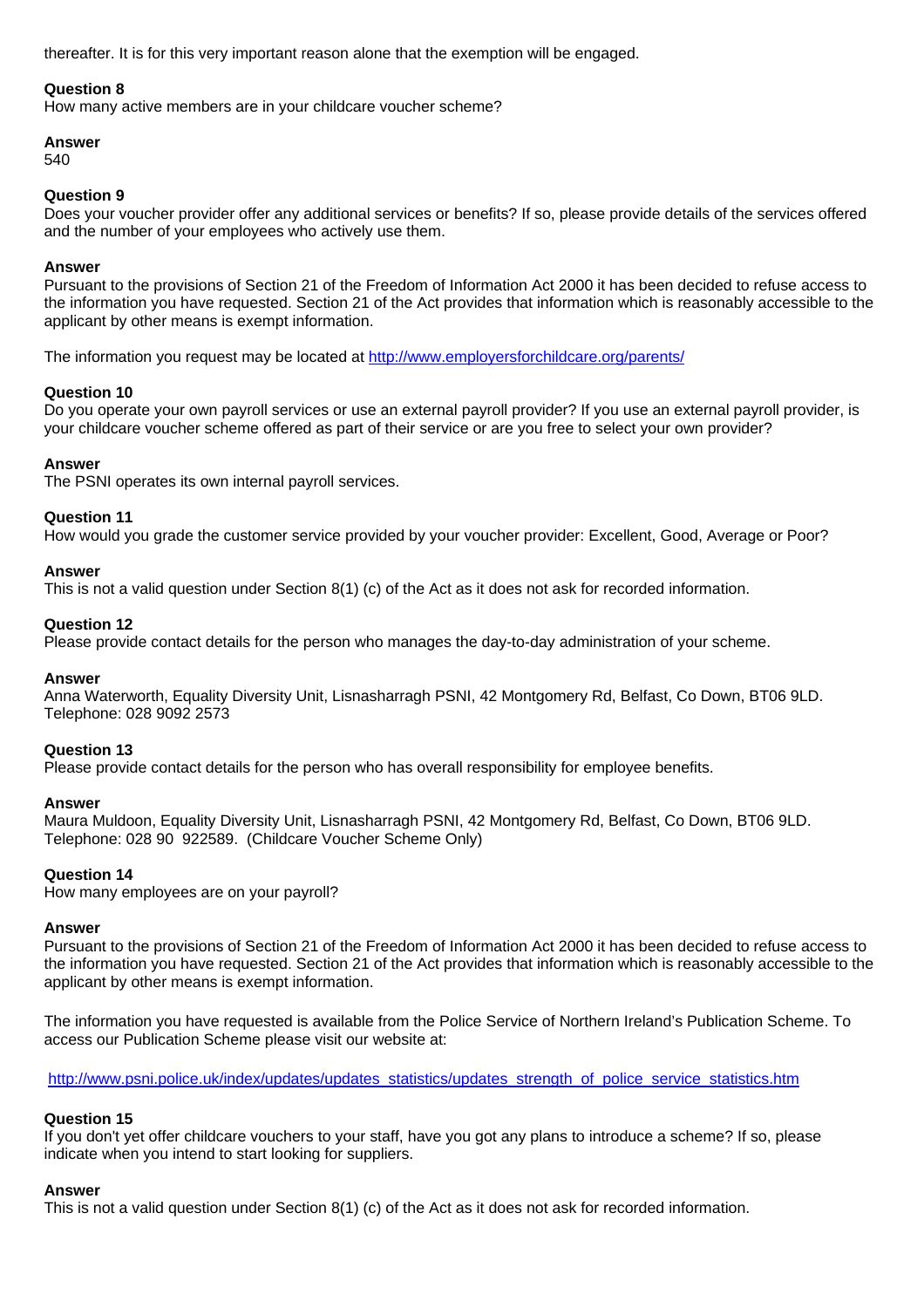thereafter. It is for this very important reason alone that the exemption will be engaged.

**Question 8**
How many active members are in your childcare voucher scheme?

**Answer**
540

**Question 9**
Does your voucher provider offer any additional services or benefits? If so, please provide details of the services offered and the number of your employees who actively use them.

**Answer**
Pursuant to the provisions of Section 21 of the Freedom of Information Act 2000 it has been decided to refuse access to the information you have requested. Section 21 of the Act provides that information which is reasonably accessible to the applicant by other means is exempt information.

The information you request may be located at http://www.employersforchildcare.org/parents/

**Question 10**
Do you operate your own payroll services or use an external payroll provider? If you use an external payroll provider, is your childcare voucher scheme offered as part of their service or are you free to select your own provider?

**Answer**
The PSNI operates its own internal payroll services.

**Question 11**
How would you grade the customer service provided by your voucher provider: Excellent, Good, Average or Poor?

**Answer**
This is not a valid question under Section 8(1) (c) of the Act as it does not ask for recorded information.

**Question 12**
Please provide contact details for the person who manages the day-to-day administration of your scheme.

**Answer**
Anna Waterworth, Equality Diversity Unit, Lisnasharragh PSNI, 42 Montgomery Rd, Belfast, Co Down, BT06 9LD.
Telephone: 028 9092 2573

**Question 13**
Please provide contact details for the person who has overall responsibility for employee benefits.

**Answer**
Maura Muldoon, Equality Diversity Unit, Lisnasharragh PSNI, 42 Montgomery Rd, Belfast, Co Down, BT06 9LD.
Telephone: 028 90 922589. (Childcare Voucher Scheme Only)

**Question 14**
How many employees are on your payroll?

**Answer**
Pursuant to the provisions of Section 21 of the Freedom of Information Act 2000 it has been decided to refuse access to the information you have requested. Section 21 of the Act provides that information which is reasonably accessible to the applicant by other means is exempt information.

The information you have requested is available from the Police Service of Northern Ireland's Publication Scheme. To access our Publication Scheme please visit our website at:

http://www.psni.police.uk/index/updates/updates_statistics/updates_strength_of_police_service_statistics.htm

**Question 15**
If you don't yet offer childcare vouchers to your staff, have you got any plans to introduce a scheme? If so, please indicate when you intend to start looking for suppliers.

**Answer**
This is not a valid question under Section 8(1) (c) of the Act as it does not ask for recorded information.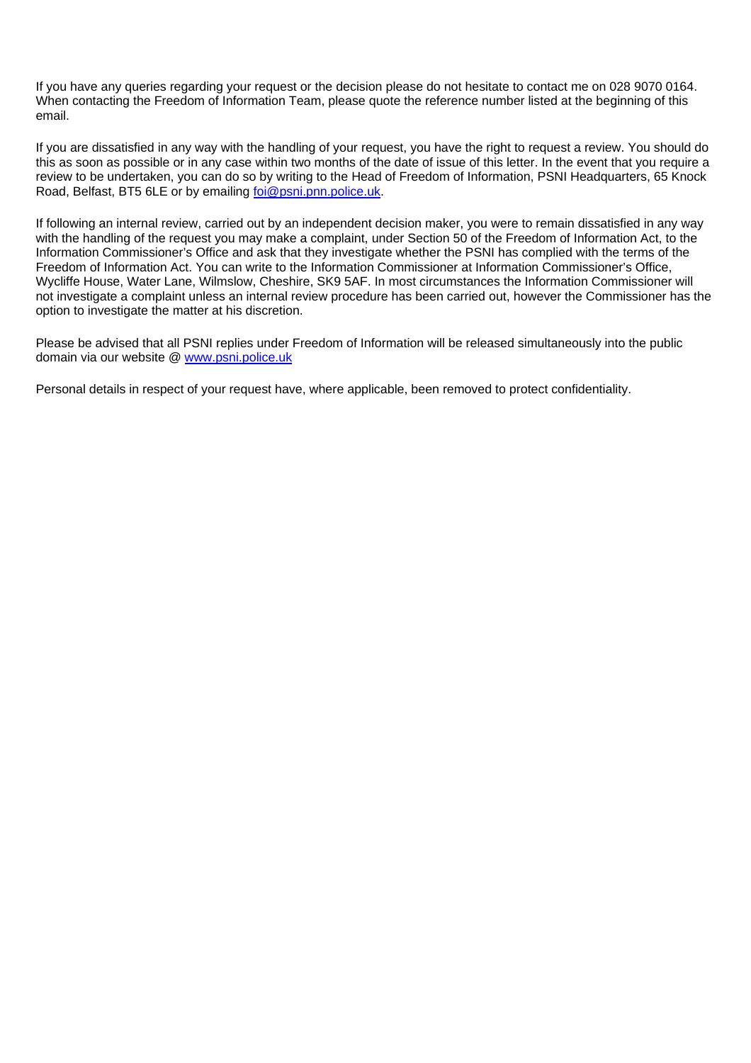If you have any queries regarding your request or the decision please do not hesitate to contact me on 028 9070 0164. When contacting the Freedom of Information Team, please quote the reference number listed at the beginning of this email.

If you are dissatisfied in any way with the handling of your request, you have the right to request a review. You should do this as soon as possible or in any case within two months of the date of issue of this letter. In the event that you require a review to be undertaken, you can do so by writing to the Head of Freedom of Information, PSNI Headquarters, 65 Knock Road, Belfast, BT5 6LE or by emailing foi@psni.pnn.police.uk.

If following an internal review, carried out by an independent decision maker, you were to remain dissatisfied in any way with the handling of the request you may make a complaint, under Section 50 of the Freedom of Information Act, to the Information Commissioner's Office and ask that they investigate whether the PSNI has complied with the terms of the Freedom of Information Act. You can write to the Information Commissioner at Information Commissioner's Office, Wycliffe House, Water Lane, Wilmslow, Cheshire, SK9 5AF. In most circumstances the Information Commissioner will not investigate a complaint unless an internal review procedure has been carried out, however the Commissioner has the option to investigate the matter at his discretion.

Please be advised that all PSNI replies under Freedom of Information will be released simultaneously into the public domain via our website @ www.psni.police.uk

Personal details in respect of your request have, where applicable, been removed to protect confidentiality.